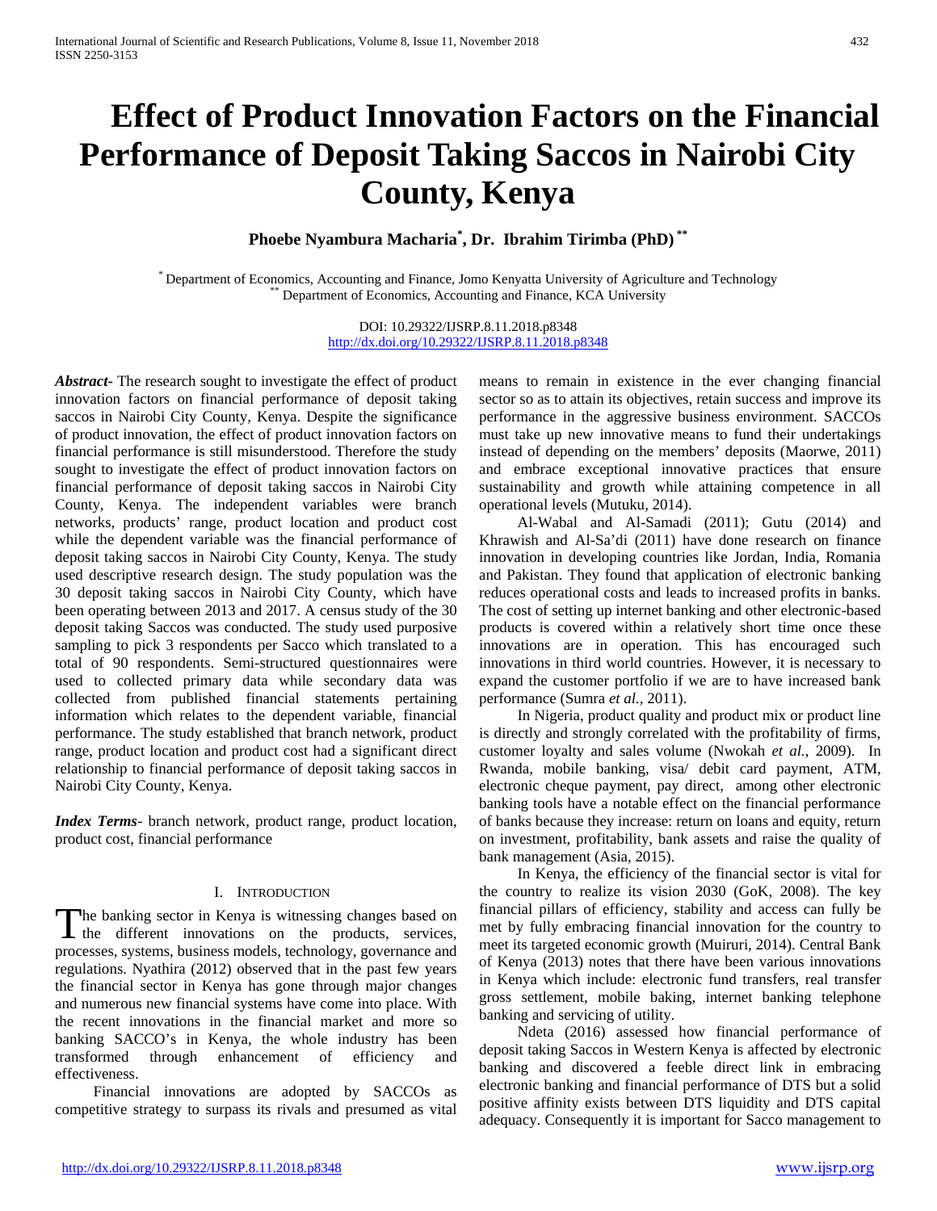# Effect of Product Innovation Factors on the Financial Performance of Deposit Taking Saccos in Nairobi City County, Kenya

**Phoebe Nyambura Macharia[*], Dr. Ibrahim Tirimba (PhD)[**]**

[*] Department of Economics, Accounting and Finance, Jomo Kenyatta University of Agriculture and Technology
[**] Department of Economics, Accounting and Finance, KCA University

DOI: 10.29322/IJSRP.8.11.2018.p8348
http://dx.doi.org/10.29322/IJSRP.8.11.2018.p8348

***Abstract***- The research sought to investigate the effect of product innovation factors on financial performance of deposit taking saccos in Nairobi City County, Kenya. Despite the significance of product innovation, the effect of product innovation factors on financial performance is still misunderstood. Therefore the study sought to investigate the effect of product innovation factors on financial performance of deposit taking saccos in Nairobi City County, Kenya. The independent variables were branch networks, products' range, product location and product cost while the dependent variable was the financial performance of deposit taking saccos in Nairobi City County, Kenya. The study used descriptive research design. The study population was the 30 deposit taking saccos in Nairobi City County, which have been operating between 2013 and 2017. A census study of the 30 deposit taking Saccos was conducted. The study used purposive sampling to pick 3 respondents per Sacco which translated to a total of 90 respondents. Semi-structured questionnaires were used to collected primary data while secondary data was collected from published financial statements pertaining information which relates to the dependent variable, financial performance. The study established that branch network, product range, product location and product cost had a significant direct relationship to financial performance of deposit taking saccos in Nairobi City County, Kenya.

***Index Terms***- branch network, product range, product location, product cost, financial performance

## I. Introduction

The banking sector in Kenya is witnessing changes based on the different innovations on the products, services, processes, systems, business models, technology, governance and regulations. Nyathira (2012) observed that in the past few years the financial sector in Kenya has gone through major changes and numerous new financial systems have come into place. With the recent innovations in the financial market and more so banking SACCO's in Kenya, the whole industry has been transformed through enhancement of efficiency and effectiveness.

Financial innovations are adopted by SACCOs as competitive strategy to surpass its rivals and presumed as vital means to remain in existence in the ever changing financial sector so as to attain its objectives, retain success and improve its performance in the aggressive business environment. SACCOs must take up new innovative means to fund their undertakings instead of depending on the members' deposits (Maorwe, 2011) and embrace exceptional innovative practices that ensure sustainability and growth while attaining competence in all operational levels (Mutuku, 2014).

Al-Wabal and Al-Samadi (2011); Gutu (2014) and Khrawish and Al-Sa'di (2011) have done research on finance innovation in developing countries like Jordan, India, Romania and Pakistan. They found that application of electronic banking reduces operational costs and leads to increased profits in banks. The cost of setting up internet banking and other electronic-based products is covered within a relatively short time once these innovations are in operation. This has encouraged such innovations in third world countries. However, it is necessary to expand the customer portfolio if we are to have increased bank performance (Sumra *et al.,* 2011).

In Nigeria, product quality and product mix or product line is directly and strongly correlated with the profitability of firms, customer loyalty and sales volume (Nwokah *et al.*, 2009). In Rwanda, mobile banking, visa/ debit card payment, ATM, electronic cheque payment, pay direct, among other electronic banking tools have a notable effect on the financial performance of banks because they increase: return on loans and equity, return on investment, profitability, bank assets and raise the quality of bank management (Asia, 2015).

In Kenya, the efficiency of the financial sector is vital for the country to realize its vision 2030 (GoK, 2008). The key financial pillars of efficiency, stability and access can fully be met by fully embracing financial innovation for the country to meet its targeted economic growth (Muiruri, 2014). Central Bank of Kenya (2013) notes that there have been various innovations in Kenya which include: electronic fund transfers, real transfer gross settlement, mobile baking, internet banking telephone banking and servicing of utility.

Ndeta (2016) assessed how financial performance of deposit taking Saccos in Western Kenya is affected by electronic banking and discovered a feeble direct link in embracing electronic banking and financial performance of DTS but a solid positive affinity exists between DTS liquidity and DTS capital adequacy. Consequently it is important for Sacco management to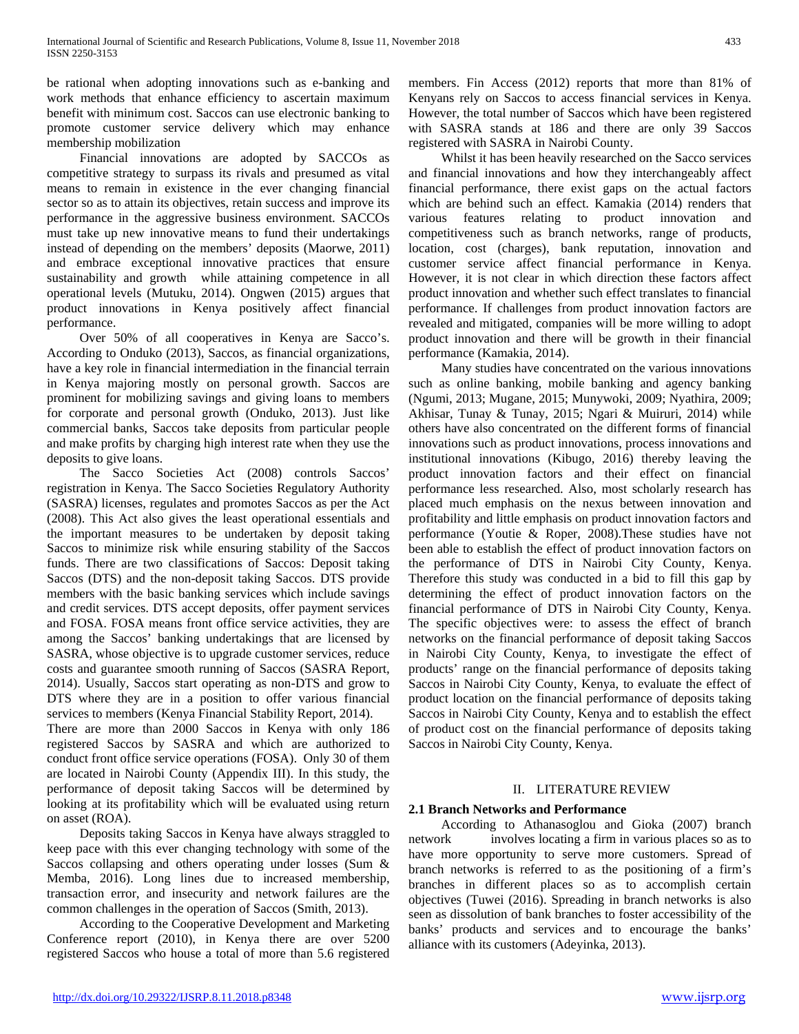be rational when adopting innovations such as e-banking and work methods that enhance efficiency to ascertain maximum benefit with minimum cost. Saccos can use electronic banking to promote customer service delivery which may enhance membership mobilization

Financial innovations are adopted by SACCOs as competitive strategy to surpass its rivals and presumed as vital means to remain in existence in the ever changing financial sector so as to attain its objectives, retain success and improve its performance in the aggressive business environment. SACCOs must take up new innovative means to fund their undertakings instead of depending on the members' deposits (Maorwe, 2011) and embrace exceptional innovative practices that ensure sustainability and growth while attaining competence in all operational levels (Mutuku, 2014). Ongwen (2015) argues that product innovations in Kenya positively affect financial performance.

Over 50% of all cooperatives in Kenya are Sacco's. According to Onduko (2013), Saccos, as financial organizations, have a key role in financial intermediation in the financial terrain in Kenya majoring mostly on personal growth. Saccos are prominent for mobilizing savings and giving loans to members for corporate and personal growth (Onduko, 2013). Just like commercial banks, Saccos take deposits from particular people and make profits by charging high interest rate when they use the deposits to give loans.

The Sacco Societies Act (2008) controls Saccos' registration in Kenya. The Sacco Societies Regulatory Authority (SASRA) licenses, regulates and promotes Saccos as per the Act (2008). This Act also gives the least operational essentials and the important measures to be undertaken by deposit taking Saccos to minimize risk while ensuring stability of the Saccos funds. There are two classifications of Saccos: Deposit taking Saccos (DTS) and the non-deposit taking Saccos. DTS provide members with the basic banking services which include savings and credit services. DTS accept deposits, offer payment services and FOSA. FOSA means front office service activities, they are among the Saccos' banking undertakings that are licensed by SASRA, whose objective is to upgrade customer services, reduce costs and guarantee smooth running of Saccos (SASRA Report, 2014). Usually, Saccos start operating as non-DTS and grow to DTS where they are in a position to offer various financial services to members (Kenya Financial Stability Report, 2014).

There are more than 2000 Saccos in Kenya with only 186 registered Saccos by SASRA and which are authorized to conduct front office service operations (FOSA). Only 30 of them are located in Nairobi County (Appendix III). In this study, the performance of deposit taking Saccos will be determined by looking at its profitability which will be evaluated using return on asset (ROA).

Deposits taking Saccos in Kenya have always straggled to keep pace with this ever changing technology with some of the Saccos collapsing and others operating under losses (Sum & Memba, 2016). Long lines due to increased membership, transaction error, and insecurity and network failures are the common challenges in the operation of Saccos (Smith, 2013).

According to the Cooperative Development and Marketing Conference report (2010), in Kenya there are over 5200 registered Saccos who house a total of more than 5.6 registered members. Fin Access (2012) reports that more than 81% of Kenyans rely on Saccos to access financial services in Kenya. However, the total number of Saccos which have been registered with SASRA stands at 186 and there are only 39 Saccos registered with SASRA in Nairobi County.

Whilst it has been heavily researched on the Sacco services and financial innovations and how they interchangeably affect financial performance, there exist gaps on the actual factors which are behind such an effect. Kamakia (2014) renders that various features relating to product innovation and competitiveness such as branch networks, range of products, location, cost (charges), bank reputation, innovation and customer service affect financial performance in Kenya. However, it is not clear in which direction these factors affect product innovation and whether such effect translates to financial performance. If challenges from product innovation factors are revealed and mitigated, companies will be more willing to adopt product innovation and there will be growth in their financial performance (Kamakia, 2014).

Many studies have concentrated on the various innovations such as online banking, mobile banking and agency banking (Ngumi, 2013; Mugane, 2015; Munywoki, 2009; Nyathira, 2009; Akhisar, Tunay & Tunay, 2015; Ngari & Muiruri, 2014) while others have also concentrated on the different forms of financial innovations such as product innovations, process innovations and institutional innovations (Kibugo, 2016) thereby leaving the product innovation factors and their effect on financial performance less researched. Also, most scholarly research has placed much emphasis on the nexus between innovation and profitability and little emphasis on product innovation factors and performance (Youtie & Roper, 2008).These studies have not been able to establish the effect of product innovation factors on the performance of DTS in Nairobi City County, Kenya. Therefore this study was conducted in a bid to fill this gap by determining the effect of product innovation factors on the financial performance of DTS in Nairobi City County, Kenya. The specific objectives were: to assess the effect of branch networks on the financial performance of deposit taking Saccos in Nairobi City County, Kenya, to investigate the effect of products' range on the financial performance of deposits taking Saccos in Nairobi City County, Kenya, to evaluate the effect of product location on the financial performance of deposits taking Saccos in Nairobi City County, Kenya and to establish the effect of product cost on the financial performance of deposits taking Saccos in Nairobi City County, Kenya.

## II. LITERATURE REVIEW

### 2.1 Branch Networks and Performance

According to Athanasoglou and Gioka (2007) branch network involves locating a firm in various places so as to have more opportunity to serve more customers. Spread of branch networks is referred to as the positioning of a firm's branches in different places so as to accomplish certain objectives (Tuwei (2016). Spreading in branch networks is also seen as dissolution of bank branches to foster accessibility of the banks' products and services and to encourage the banks' alliance with its customers (Adeyinka, 2013).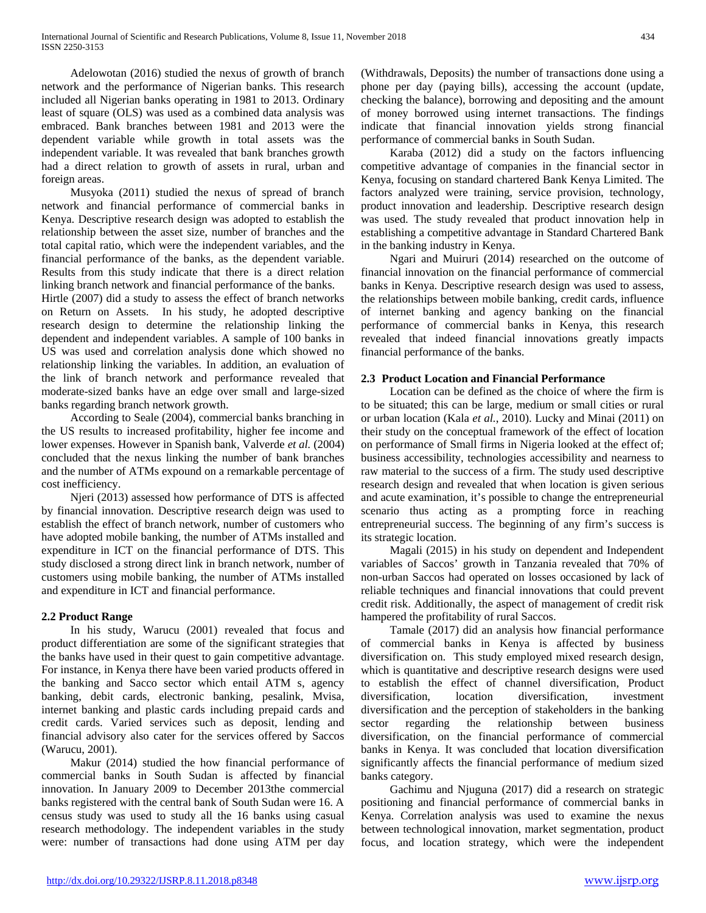Adelowotan (2016) studied the nexus of growth of branch network and the performance of Nigerian banks. This research included all Nigerian banks operating in 1981 to 2013. Ordinary least of square (OLS) was used as a combined data analysis was embraced. Bank branches between 1981 and 2013 were the dependent variable while growth in total assets was the independent variable. It was revealed that bank branches growth had a direct relation to growth of assets in rural, urban and foreign areas.

Musyoka (2011) studied the nexus of spread of branch network and financial performance of commercial banks in Kenya. Descriptive research design was adopted to establish the relationship between the asset size, number of branches and the total capital ratio, which were the independent variables, and the financial performance of the banks, as the dependent variable. Results from this study indicate that there is a direct relation linking branch network and financial performance of the banks.

Hirtle (2007) did a study to assess the effect of branch networks on Return on Assets. In his study, he adopted descriptive research design to determine the relationship linking the dependent and independent variables. A sample of 100 banks in US was used and correlation analysis done which showed no relationship linking the variables. In addition, an evaluation of the link of branch network and performance revealed that moderate-sized banks have an edge over small and large-sized banks regarding branch network growth.

According to Seale (2004), commercial banks branching in the US results to increased profitability, higher fee income and lower expenses. However in Spanish bank, Valverde *et al.* (2004) concluded that the nexus linking the number of bank branches and the number of ATMs expound on a remarkable percentage of cost inefficiency.

Njeri (2013) assessed how performance of DTS is affected by financial innovation. Descriptive research deign was used to establish the effect of branch network, number of customers who have adopted mobile banking, the number of ATMs installed and expenditure in ICT on the financial performance of DTS. This study disclosed a strong direct link in branch network, number of customers using mobile banking, the number of ATMs installed and expenditure in ICT and financial performance.

## 2.2 Product Range

In his study, Warucu (2001) revealed that focus and product differentiation are some of the significant strategies that the banks have used in their quest to gain competitive advantage. For instance, in Kenya there have been varied products offered in the banking and Sacco sector which entail ATM s, agency banking, debit cards, electronic banking, pesalink, Mvisa, internet banking and plastic cards including prepaid cards and credit cards. Varied services such as deposit, lending and financial advisory also cater for the services offered by Saccos (Warucu, 2001).

Makur (2014) studied the how financial performance of commercial banks in South Sudan is affected by financial innovation. In January 2009 to December 2013the commercial banks registered with the central bank of South Sudan were 16. A census study was used to study all the 16 banks using casual research methodology. The independent variables in the study were: number of transactions had done using ATM per day (Withdrawals, Deposits) the number of transactions done using a phone per day (paying bills), accessing the account (update, checking the balance), borrowing and depositing and the amount of money borrowed using internet transactions. The findings indicate that financial innovation yields strong financial performance of commercial banks in South Sudan.

Karaba (2012) did a study on the factors influencing competitive advantage of companies in the financial sector in Kenya, focusing on standard chartered Bank Kenya Limited. The factors analyzed were training, service provision, technology, product innovation and leadership. Descriptive research design was used. The study revealed that product innovation help in establishing a competitive advantage in Standard Chartered Bank in the banking industry in Kenya.

Ngari and Muiruri (2014) researched on the outcome of financial innovation on the financial performance of commercial banks in Kenya. Descriptive research design was used to assess, the relationships between mobile banking, credit cards, influence of internet banking and agency banking on the financial performance of commercial banks in Kenya, this research revealed that indeed financial innovations greatly impacts financial performance of the banks.

## 2.3 Product Location and Financial Performance

Location can be defined as the choice of where the firm is to be situated; this can be large, medium or small cities or rural or urban location (Kala *et al.*, 2010). Lucky and Minai (2011) on their study on the conceptual framework of the effect of location on performance of Small firms in Nigeria looked at the effect of; business accessibility, technologies accessibility and nearness to raw material to the success of a firm. The study used descriptive research design and revealed that when location is given serious and acute examination, it's possible to change the entrepreneurial scenario thus acting as a prompting force in reaching entrepreneurial success. The beginning of any firm's success is its strategic location.

Magali (2015) in his study on dependent and Independent variables of Saccos' growth in Tanzania revealed that 70% of non-urban Saccos had operated on losses occasioned by lack of reliable techniques and financial innovations that could prevent credit risk. Additionally, the aspect of management of credit risk hampered the profitability of rural Saccos.

Tamale (2017) did an analysis how financial performance of commercial banks in Kenya is affected by business diversification on. This study employed mixed research design, which is quantitative and descriptive research designs were used to establish the effect of channel diversification, Product diversification, location diversification, investment diversification and the perception of stakeholders in the banking sector regarding the relationship between business diversification, on the financial performance of commercial banks in Kenya. It was concluded that location diversification significantly affects the financial performance of medium sized banks category.

Gachimu and Njuguna (2017) did a research on strategic positioning and financial performance of commercial banks in Kenya. Correlation analysis was used to examine the nexus between technological innovation, market segmentation, product focus, and location strategy, which were the independent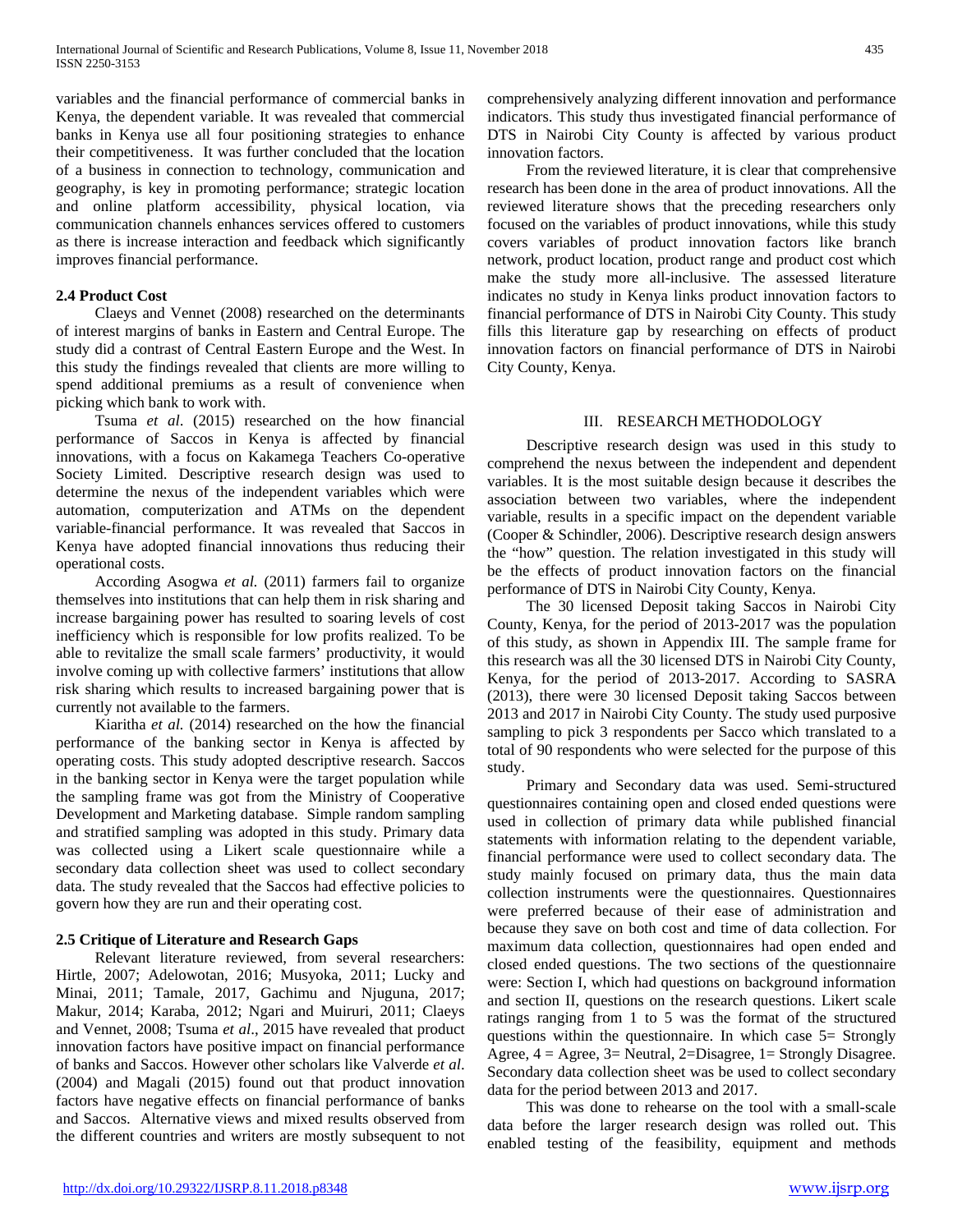variables and the financial performance of commercial banks in Kenya, the dependent variable. It was revealed that commercial banks in Kenya use all four positioning strategies to enhance their competitiveness. It was further concluded that the location of a business in connection to technology, communication and geography, is key in promoting performance; strategic location and online platform accessibility, physical location, via communication channels enhances services offered to customers as there is increase interaction and feedback which significantly improves financial performance.

### 2.4 Product Cost

Claeys and Vennet (2008) researched on the determinants of interest margins of banks in Eastern and Central Europe. The study did a contrast of Central Eastern Europe and the West. In this study the findings revealed that clients are more willing to spend additional premiums as a result of convenience when picking which bank to work with.

Tsuma *et al*. (2015) researched on the how financial performance of Saccos in Kenya is affected by financial innovations, with a focus on Kakamega Teachers Co-operative Society Limited. Descriptive research design was used to determine the nexus of the independent variables which were automation, computerization and ATMs on the dependent variable-financial performance. It was revealed that Saccos in Kenya have adopted financial innovations thus reducing their operational costs.

According Asogwa *et al.* (2011) farmers fail to organize themselves into institutions that can help them in risk sharing and increase bargaining power has resulted to soaring levels of cost inefficiency which is responsible for low profits realized. To be able to revitalize the small scale farmers' productivity, it would involve coming up with collective farmers' institutions that allow risk sharing which results to increased bargaining power that is currently not available to the farmers.

Kiaritha *et al.* (2014) researched on the how the financial performance of the banking sector in Kenya is affected by operating costs. This study adopted descriptive research. Saccos in the banking sector in Kenya were the target population while the sampling frame was got from the Ministry of Cooperative Development and Marketing database. Simple random sampling and stratified sampling was adopted in this study. Primary data was collected using a Likert scale questionnaire while a secondary data collection sheet was used to collect secondary data. The study revealed that the Saccos had effective policies to govern how they are run and their operating cost.

### 2.5 Critique of Literature and Research Gaps

Relevant literature reviewed, from several researchers: Hirtle, 2007; Adelowotan, 2016; Musyoka, 2011; Lucky and Minai, 2011; Tamale, 2017, Gachimu and Njuguna, 2017; Makur, 2014; Karaba, 2012; Ngari and Muiruri, 2011; Claeys and Vennet, 2008; Tsuma *et al*., 2015 have revealed that product innovation factors have positive impact on financial performance of banks and Saccos. However other scholars like Valverde *et al*. (2004) and Magali (2015) found out that product innovation factors have negative effects on financial performance of banks and Saccos. Alternative views and mixed results observed from the different countries and writers are mostly subsequent to not comprehensively analyzing different innovation and performance indicators. This study thus investigated financial performance of DTS in Nairobi City County is affected by various product innovation factors.

From the reviewed literature, it is clear that comprehensive research has been done in the area of product innovations. All the reviewed literature shows that the preceding researchers only focused on the variables of product innovations, while this study covers variables of product innovation factors like branch network, product location, product range and product cost which make the study more all-inclusive. The assessed literature indicates no study in Kenya links product innovation factors to financial performance of DTS in Nairobi City County. This study fills this literature gap by researching on effects of product innovation factors on financial performance of DTS in Nairobi City County, Kenya.

## III. Research Methodology

Descriptive research design was used in this study to comprehend the nexus between the independent and dependent variables. It is the most suitable design because it describes the association between two variables, where the independent variable, results in a specific impact on the dependent variable (Cooper & Schindler, 2006). Descriptive research design answers the "how" question. The relation investigated in this study will be the effects of product innovation factors on the financial performance of DTS in Nairobi City County, Kenya.

The 30 licensed Deposit taking Saccos in Nairobi City County, Kenya, for the period of 2013-2017 was the population of this study, as shown in Appendix III. The sample frame for this research was all the 30 licensed DTS in Nairobi City County, Kenya, for the period of 2013-2017. According to SASRA (2013), there were 30 licensed Deposit taking Saccos between 2013 and 2017 in Nairobi City County. The study used purposive sampling to pick 3 respondents per Sacco which translated to a total of 90 respondents who were selected for the purpose of this study.

Primary and Secondary data was used. Semi-structured questionnaires containing open and closed ended questions were used in collection of primary data while published financial statements with information relating to the dependent variable, financial performance were used to collect secondary data. The study mainly focused on primary data, thus the main data collection instruments were the questionnaires. Questionnaires were preferred because of their ease of administration and because they save on both cost and time of data collection. For maximum data collection, questionnaires had open ended and closed ended questions. The two sections of the questionnaire were: Section I, which had questions on background information and section II, questions on the research questions. Likert scale ratings ranging from 1 to 5 was the format of the structured questions within the questionnaire. In which case 5= Strongly Agree, 4 = Agree, 3= Neutral, 2=Disagree, 1= Strongly Disagree. Secondary data collection sheet was be used to collect secondary data for the period between 2013 and 2017.

This was done to rehearse on the tool with a small-scale data before the larger research design was rolled out. This enabled testing of the feasibility, equipment and methods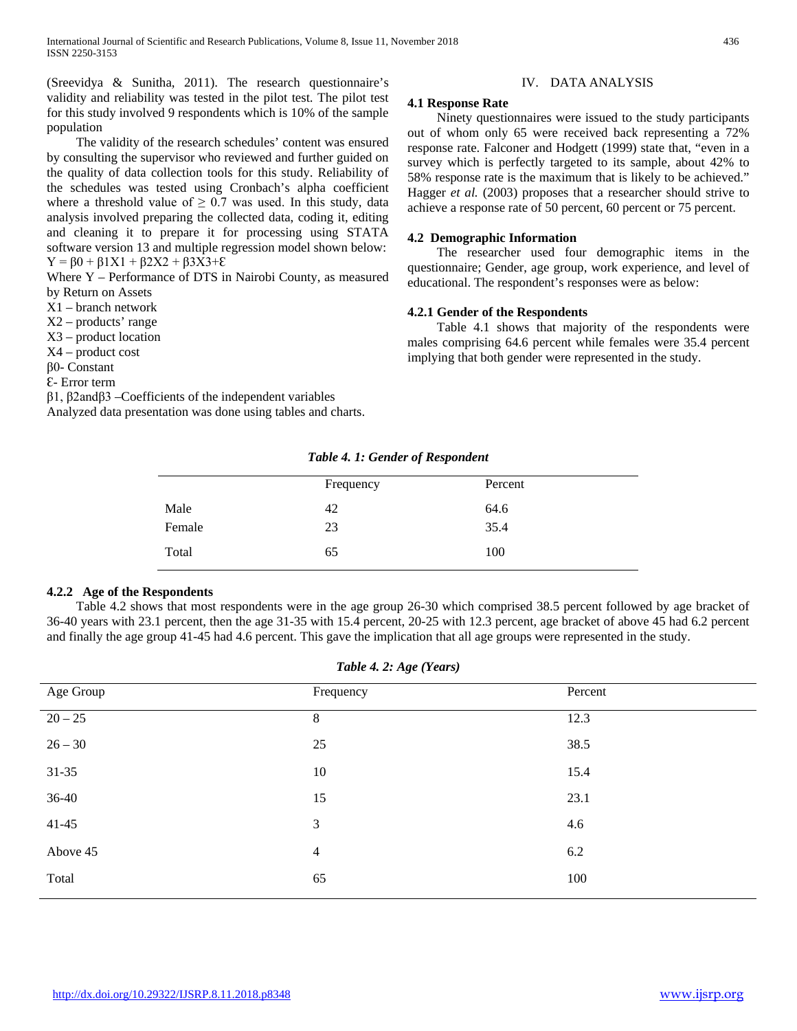(Sreevidya & Sunitha, 2011). The research questionnaire's validity and reliability was tested in the pilot test. The pilot test for this study involved 9 respondents which is 10% of the sample population

The validity of the research schedules' content was ensured by consulting the supervisor who reviewed and further guided on the quality of data collection tools for this study. Reliability of the schedules was tested using Cronbach's alpha coefficient where a threshold value of $\geq 0.7$ was used. In this study, data analysis involved preparing the collected data, coding it, editing and cleaning it to prepare it for processing using STATA software version 13 and multiple regression model shown below:

$Y = \beta_0 + \beta_1 X_1 + \beta_2 X_2 + \beta_3 X_3 + \mathcal{E}$

Where Y – Performance of DTS in Nairobi County, as measured by Return on Assets

$X_1$ – branch network

$X_2$ – products' range

$X_3$ – product location

$X_4$ – product cost

$\beta_0$- Constant

$\mathcal{E}$- Error term

$\beta_1$, $\beta_2$and$\beta_3$ –Coefficients of the independent variables

Analyzed data presentation was done using tables and charts.

## IV. DATA ANALYSIS

### 4.1 Response Rate

Ninety questionnaires were issued to the study participants out of whom only 65 were received back representing a 72% response rate. Falconer and Hodgett (1999) state that, "even in a survey which is perfectly targeted to its sample, about 42% to 58% response rate is the maximum that is likely to be achieved." Hagger *et al.* (2003) proposes that a researcher should strive to achieve a response rate of 50 percent, 60 percent or 75 percent.

### 4.2 Demographic Information

The researcher used four demographic items in the questionnaire; Gender, age group, work experience, and level of educational. The respondent's responses were as below:

#### 4.2.1 Gender of the Respondents

Table 4.1 shows that majority of the respondents were males comprising 64.6 percent while females were 35.4 percent implying that both gender were represented in the study.

***Table 4. 1: Gender of Respondent***

| | Frequency | Percent |
|---|---|---|
| Male | 42 | 64.6 |
| Female | 23 | 35.4 |
| Total | 65 | 100 |

#### 4.2.2 Age of the Respondents

Table 4.2 shows that most respondents were in the age group 26-30 which comprised 38.5 percent followed by age bracket of 36-40 years with 23.1 percent, then the age 31-35 with 15.4 percent, 20-25 with 12.3 percent, age bracket of above 45 had 6.2 percent and finally the age group 41-45 had 4.6 percent. This gave the implication that all age groups were represented in the study.

***Table 4. 2: Age (Years)***

| Age Group | Frequency | Percent |
|---|---|---|
| 20 – 25 | 8 | 12.3 |
| 26 – 30 | 25 | 38.5 |
| 31-35 | 10 | 15.4 |
| 36-40 | 15 | 23.1 |
| 41-45 | 3 | 4.6 |
| Above 45 | 4 | 6.2 |
| Total | 65 | 100 |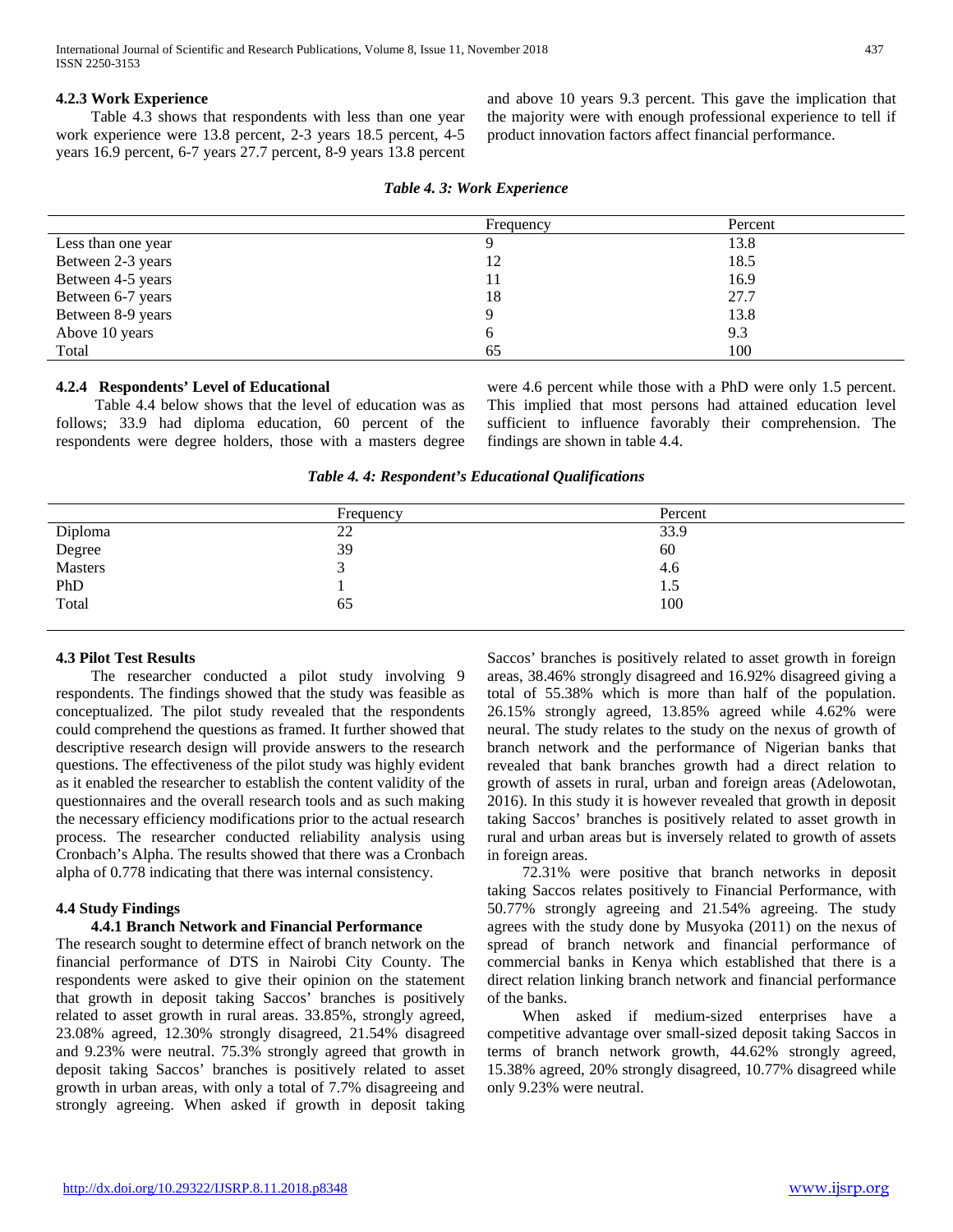#### 4.2.3 Work Experience

Table 4.3 shows that respondents with less than one year work experience were 13.8 percent, 2-3 years 18.5 percent, 4-5 years 16.9 percent, 6-7 years 27.7 percent, 8-9 years 13.8 percent and above 10 years 9.3 percent. This gave the implication that the majority were with enough professional experience to tell if product innovation factors affect financial performance.

***Table 4. 3: Work Experience***

| | Frequency | Percent |
|---|---|---|
| Less than one year | 9 | 13.8 |
| Between 2-3 years | 12 | 18.5 |
| Between 4-5 years | 11 | 16.9 |
| Between 6-7 years | 18 | 27.7 |
| Between 8-9 years | 9 | 13.8 |
| Above 10 years | 6 | 9.3 |
| Total | 65 | 100 |

#### 4.2.4 Respondents' Level of Educational

Table 4.4 below shows that the level of education was as follows; 33.9 had diploma education, 60 percent of the respondents were degree holders, those with a masters degree were 4.6 percent while those with a PhD were only 1.5 percent. This implied that most persons had attained education level sufficient to influence favorably their comprehension. The findings are shown in table 4.4.

***Table 4. 4: Respondent's Educational Qualifications***

| | Frequency | Percent |
|---|---|---|
| Diploma | 22 | 33.9 |
| Degree | 39 | 60 |
| Masters | 3 | 4.6 |
| PhD | 1 | 1.5 |
| Total | 65 | 100 |

### 4.3 Pilot Test Results

The researcher conducted a pilot study involving 9 respondents. The findings showed that the study was feasible as conceptualized. The pilot study revealed that the respondents could comprehend the questions as framed. It further showed that descriptive research design will provide answers to the research questions. The effectiveness of the pilot study was highly evident as it enabled the researcher to establish the content validity of the questionnaires and the overall research tools and as such making the necessary efficiency modifications prior to the actual research process. The researcher conducted reliability analysis using Cronbach's Alpha. The results showed that there was a Cronbach alpha of 0.778 indicating that there was internal consistency.

### 4.4 Study Findings

#### 4.4.1 Branch Network and Financial Performance

The research sought to determine effect of branch network on the financial performance of DTS in Nairobi City County. The respondents were asked to give their opinion on the statement that growth in deposit taking Saccos' branches is positively related to asset growth in rural areas. 33.85%, strongly agreed, 23.08% agreed, 12.30% strongly disagreed, 21.54% disagreed and 9.23% were neutral. 75.3% strongly agreed that growth in deposit taking Saccos' branches is positively related to asset growth in urban areas, with only a total of 7.7% disagreeing and strongly agreeing. When asked if growth in deposit taking Saccos' branches is positively related to asset growth in foreign areas, 38.46% strongly disagreed and 16.92% disagreed giving a total of 55.38% which is more than half of the population. 26.15% strongly agreed, 13.85% agreed while 4.62% were neural. The study relates to the study on the nexus of growth of branch network and the performance of Nigerian banks that revealed that bank branches growth had a direct relation to growth of assets in rural, urban and foreign areas (Adelowotan, 2016). In this study it is however revealed that growth in deposit taking Saccos' branches is positively related to asset growth in rural and urban areas but is inversely related to growth of assets in foreign areas.

72.31% were positive that branch networks in deposit taking Saccos relates positively to Financial Performance, with 50.77% strongly agreeing and 21.54% agreeing. The study agrees with the study done by Musyoka (2011) on the nexus of spread of branch network and financial performance of commercial banks in Kenya which established that there is a direct relation linking branch network and financial performance of the banks.

When asked if medium-sized enterprises have a competitive advantage over small-sized deposit taking Saccos in terms of branch network growth, 44.62% strongly agreed, 15.38% agreed, 20% strongly disagreed, 10.77% disagreed while only 9.23% were neutral.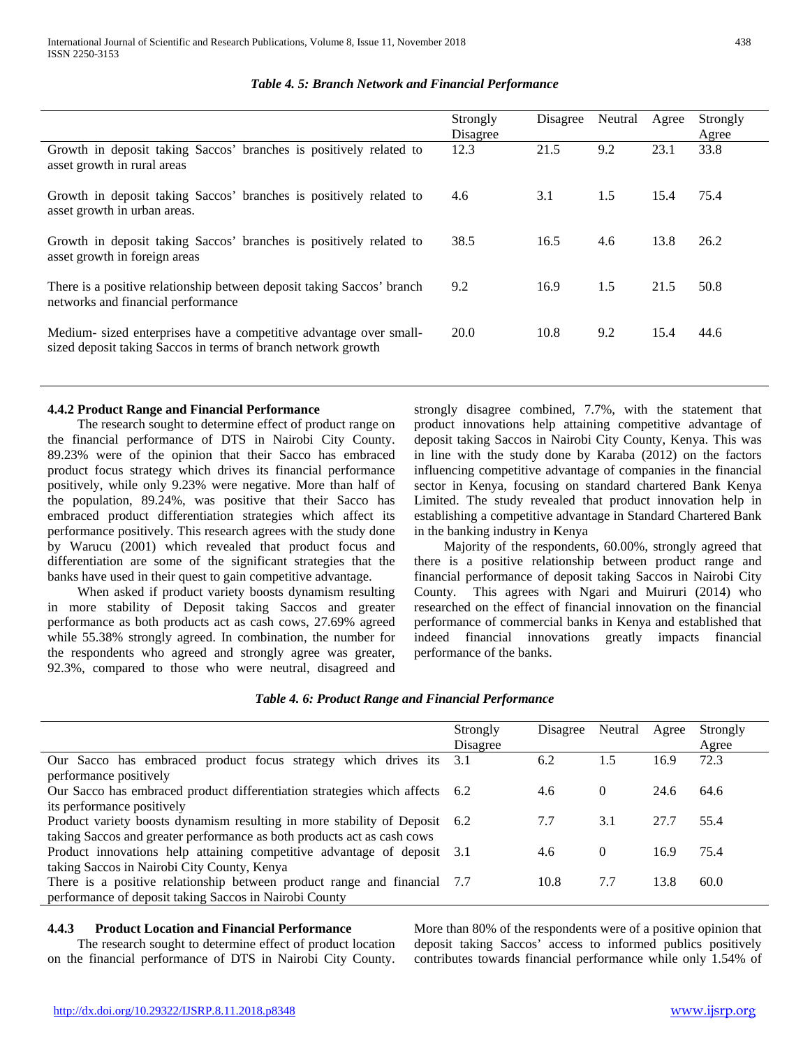*Table 4. 5: Branch Network and Financial Performance*

| | Strongly Disagree | Disagree | Neutral | Agree | Strongly Agree |
|---|---|---|---|---|---|
| Growth in deposit taking Saccos' branches is positively related to asset growth in rural areas | 12.3 | 21.5 | 9.2 | 23.1 | 33.8 |
| Growth in deposit taking Saccos' branches is positively related to asset growth in urban areas. | 4.6 | 3.1 | 1.5 | 15.4 | 75.4 |
| Growth in deposit taking Saccos' branches is positively related to asset growth in foreign areas | 38.5 | 16.5 | 4.6 | 13.8 | 26.2 |
| There is a positive relationship between deposit taking Saccos' branch networks and financial performance | 9.2 | 16.9 | 1.5 | 21.5 | 50.8 |
| Medium- sized enterprises have a competitive advantage over small-sized deposit taking Saccos in terms of branch network growth | 20.0 | 10.8 | 9.2 | 15.4 | 44.6 |

### 4.4.2 Product Range and Financial Performance

The research sought to determine effect of product range on the financial performance of DTS in Nairobi City County. 89.23% were of the opinion that their Sacco has embraced product focus strategy which drives its financial performance positively, while only 9.23% were negative. More than half of the population, 89.24%, was positive that their Sacco has embraced product differentiation strategies which affect its performance positively. This research agrees with the study done by Warucu (2001) which revealed that product focus and differentiation are some of the significant strategies that the banks have used in their quest to gain competitive advantage.

When asked if product variety boosts dynamism resulting in more stability of Deposit taking Saccos and greater performance as both products act as cash cows, 27.69% agreed while 55.38% strongly agreed. In combination, the number for the respondents who agreed and strongly agree was greater, 92.3%, compared to those who were neutral, disagreed and strongly disagree combined, 7.7%, with the statement that product innovations help attaining competitive advantage of deposit taking Saccos in Nairobi City County, Kenya. This was in line with the study done by Karaba (2012) on the factors influencing competitive advantage of companies in the financial sector in Kenya, focusing on standard chartered Bank Kenya Limited. The study revealed that product innovation help in establishing a competitive advantage in Standard Chartered Bank in the banking industry in Kenya

Majority of the respondents, 60.00%, strongly agreed that there is a positive relationship between product range and financial performance of deposit taking Saccos in Nairobi City County. This agrees with Ngari and Muiruri (2014) who researched on the effect of financial innovation on the financial performance of commercial banks in Kenya and established that indeed financial innovations greatly impacts financial performance of the banks.

*Table 4. 6: Product Range and Financial Performance*

| | Strongly Disagree | Disagree | Neutral | Agree | Strongly Agree |
|---|---|---|---|---|---|
| Our Sacco has embraced product focus strategy which drives its performance positively | 3.1 | 6.2 | 1.5 | 16.9 | 72.3 |
| Our Sacco has embraced product differentiation strategies which affects its performance positively | 6.2 | 4.6 | 0 | 24.6 | 64.6 |
| Product variety boosts dynamism resulting in more stability of Deposit taking Saccos and greater performance as both products act as cash cows | 6.2 | 7.7 | 3.1 | 27.7 | 55.4 |
| Product innovations help attaining competitive advantage of deposit taking Saccos in Nairobi City County, Kenya | 3.1 | 4.6 | 0 | 16.9 | 75.4 |
| There is a positive relationship between product range and financial performance of deposit taking Saccos in Nairobi County | 7.7 | 10.8 | 7.7 | 13.8 | 60.0 |

### 4.4.3 Product Location and Financial Performance

The research sought to determine effect of product location on the financial performance of DTS in Nairobi City County. More than 80% of the respondents were of a positive opinion that deposit taking Saccos' access to informed publics positively contributes towards financial performance while only 1.54% of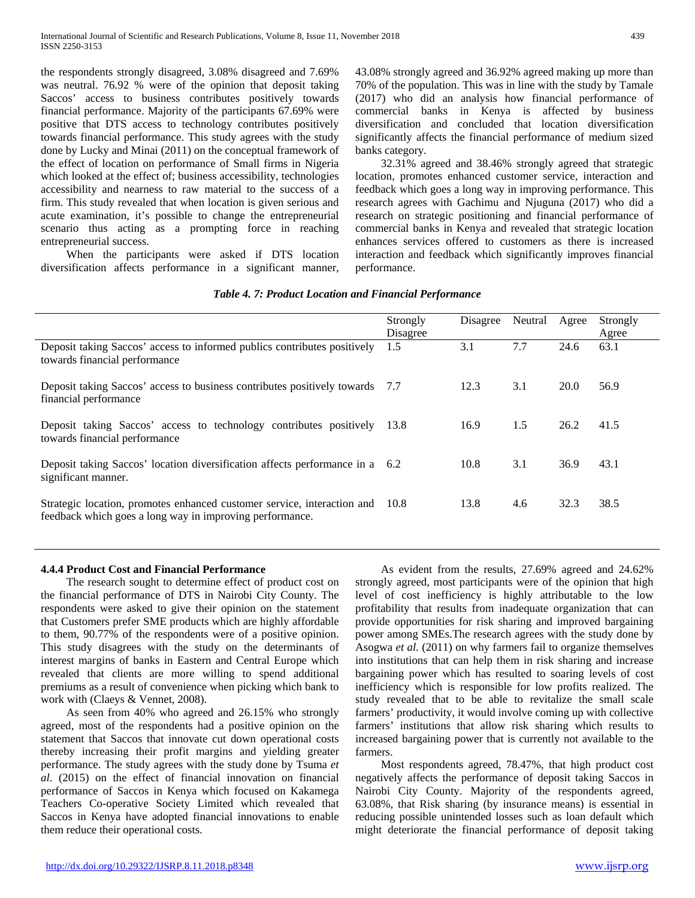the respondents strongly disagreed, 3.08% disagreed and 7.69% was neutral. 76.92 % were of the opinion that deposit taking Saccos' access to business contributes positively towards financial performance. Majority of the participants 67.69% were positive that DTS access to technology contributes positively towards financial performance. This study agrees with the study done by Lucky and Minai (2011) on the conceptual framework of the effect of location on performance of Small firms in Nigeria which looked at the effect of; business accessibility, technologies accessibility and nearness to raw material to the success of a firm. This study revealed that when location is given serious and acute examination, it's possible to change the entrepreneurial scenario thus acting as a prompting force in reaching entrepreneurial success.

When the participants were asked if DTS location diversification affects performance in a significant manner, 43.08% strongly agreed and 36.92% agreed making up more than 70% of the population. This was in line with the study by Tamale (2017) who did an analysis how financial performance of commercial banks in Kenya is affected by business diversification and concluded that location diversification significantly affects the financial performance of medium sized banks category.

32.31% agreed and 38.46% strongly agreed that strategic location, promotes enhanced customer service, interaction and feedback which goes a long way in improving performance. This research agrees with Gachimu and Njuguna (2017) who did a research on strategic positioning and financial performance of commercial banks in Kenya and revealed that strategic location enhances services offered to customers as there is increased interaction and feedback which significantly improves financial performance.

***Table 4. 7: Product Location and Financial Performance***

| | Strongly Disagree | Disagree | Neutral | Agree | Strongly Agree |
|---|---|---|---|---|---|
| Deposit taking Saccos' access to informed publics contributes positively towards financial performance | 1.5 | 3.1 | 7.7 | 24.6 | 63.1 |
| Deposit taking Saccos' access to business contributes positively towards financial performance | 7.7 | 12.3 | 3.1 | 20.0 | 56.9 |
| Deposit taking Saccos' access to technology contributes positively towards financial performance | 13.8 | 16.9 | 1.5 | 26.2 | 41.5 |
| Deposit taking Saccos' location diversification affects performance in a significant manner. | 6.2 | 10.8 | 3.1 | 36.9 | 43.1 |
| Strategic location, promotes enhanced customer service, interaction and feedback which goes a long way in improving performance. | 10.8 | 13.8 | 4.6 | 32.3 | 38.5 |

#### 4.4.4 Product Cost and Financial Performance

The research sought to determine effect of product cost on the financial performance of DTS in Nairobi City County. The respondents were asked to give their opinion on the statement that Customers prefer SME products which are highly affordable to them, 90.77% of the respondents were of a positive opinion. This study disagrees with the study on the determinants of interest margins of banks in Eastern and Central Europe which revealed that clients are more willing to spend additional premiums as a result of convenience when picking which bank to work with (Claeys & Vennet, 2008).

As seen from 40% who agreed and 26.15% who strongly agreed, most of the respondents had a positive opinion on the statement that Saccos that innovate cut down operational costs thereby increasing their profit margins and yielding greater performance. The study agrees with the study done by Tsuma *et al*. (2015) on the effect of financial innovation on financial performance of Saccos in Kenya which focused on Kakamega Teachers Co-operative Society Limited which revealed that Saccos in Kenya have adopted financial innovations to enable them reduce their operational costs.

As evident from the results, 27.69% agreed and 24.62% strongly agreed, most participants were of the opinion that high level of cost inefficiency is highly attributable to the low profitability that results from inadequate organization that can provide opportunities for risk sharing and improved bargaining power among SMEs.The research agrees with the study done by Asogwa *et al.* (2011) on why farmers fail to organize themselves into institutions that can help them in risk sharing and increase bargaining power which has resulted to soaring levels of cost inefficiency which is responsible for low profits realized. The study revealed that to be able to revitalize the small scale farmers' productivity, it would involve coming up with collective farmers' institutions that allow risk sharing which results to increased bargaining power that is currently not available to the farmers.

Most respondents agreed, 78.47%, that high product cost negatively affects the performance of deposit taking Saccos in Nairobi City County. Majority of the respondents agreed, 63.08%, that Risk sharing (by insurance means) is essential in reducing possible unintended losses such as loan default which might deteriorate the financial performance of deposit taking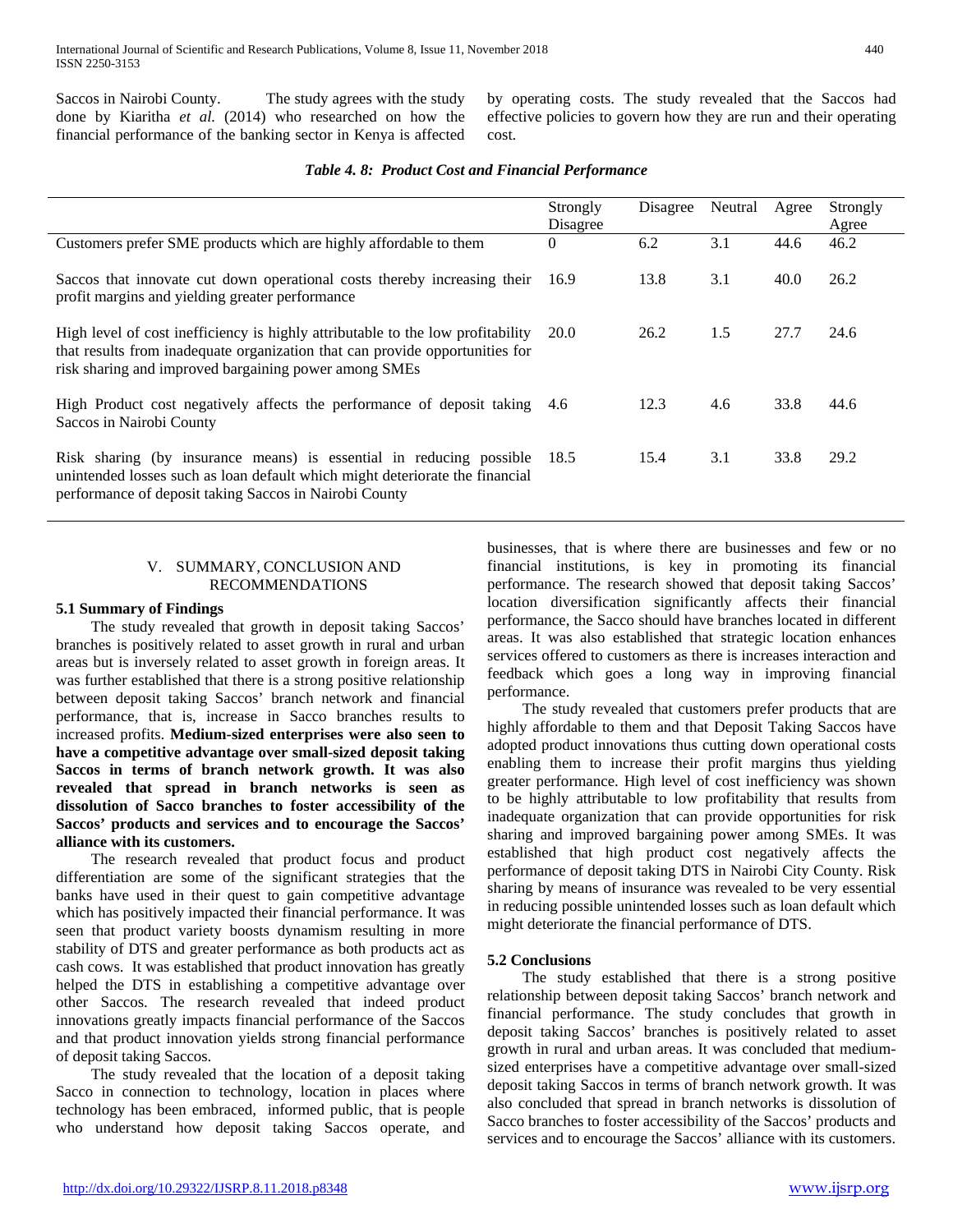Saccos in Nairobi County. The study agrees with the study done by Kiaritha *et al.* (2014) who researched on how the financial performance of the banking sector in Kenya is affected by operating costs. The study revealed that the Saccos had effective policies to govern how they are run and their operating cost.

***Table 4. 8: Product Cost and Financial Performance***

| | Strongly Disagree | Disagree | Neutral | Agree | Strongly Agree |
|---|---|---|---|---|---|
| Customers prefer SME products which are highly affordable to them | 0 | 6.2 | 3.1 | 44.6 | 46.2 |
| Saccos that innovate cut down operational costs thereby increasing their profit margins and yielding greater performance | 16.9 | 13.8 | 3.1 | 40.0 | 26.2 |
| High level of cost inefficiency is highly attributable to the low profitability that results from inadequate organization that can provide opportunities for risk sharing and improved bargaining power among SMEs | 20.0 | 26.2 | 1.5 | 27.7 | 24.6 |
| High Product cost negatively affects the performance of deposit taking Saccos in Nairobi County | 4.6 | 12.3 | 4.6 | 33.8 | 44.6 |
| Risk sharing (by insurance means) is essential in reducing possible unintended losses such as loan default which might deteriorate the financial performance of deposit taking Saccos in Nairobi County | 18.5 | 15.4 | 3.1 | 33.8 | 29.2 |

## V. SUMMARY, CONCLUSION AND RECOMMENDATIONS

### 5.1 Summary of Findings

The study revealed that growth in deposit taking Saccos' branches is positively related to asset growth in rural and urban areas but is inversely related to asset growth in foreign areas. It was further established that there is a strong positive relationship between deposit taking Saccos' branch network and financial performance, that is, increase in Sacco branches results to increased profits. **Medium-sized enterprises were also seen to have a competitive advantage over small-sized deposit taking Saccos in terms of branch network growth. It was also revealed that spread in branch networks is seen as dissolution of Sacco branches to foster accessibility of the Saccos' products and services and to encourage the Saccos' alliance with its customers.**

The research revealed that product focus and product differentiation are some of the significant strategies that the banks have used in their quest to gain competitive advantage which has positively impacted their financial performance. It was seen that product variety boosts dynamism resulting in more stability of DTS and greater performance as both products act as cash cows. It was established that product innovation has greatly helped the DTS in establishing a competitive advantage over other Saccos. The research revealed that indeed product innovations greatly impacts financial performance of the Saccos and that product innovation yields strong financial performance of deposit taking Saccos.

The study revealed that the location of a deposit taking Sacco in connection to technology, location in places where technology has been embraced, informed public, that is people who understand how deposit taking Saccos operate, and businesses, that is where there are businesses and few or no financial institutions, is key in promoting its financial performance. The research showed that deposit taking Saccos' location diversification significantly affects their financial performance, the Sacco should have branches located in different areas. It was also established that strategic location enhances services offered to customers as there is increases interaction and feedback which goes a long way in improving financial performance.

The study revealed that customers prefer products that are highly affordable to them and that Deposit Taking Saccos have adopted product innovations thus cutting down operational costs enabling them to increase their profit margins thus yielding greater performance. High level of cost inefficiency was shown to be highly attributable to low profitability that results from inadequate organization that can provide opportunities for risk sharing and improved bargaining power among SMEs. It was established that high product cost negatively affects the performance of deposit taking DTS in Nairobi City County. Risk sharing by means of insurance was revealed to be very essential in reducing possible unintended losses such as loan default which might deteriorate the financial performance of DTS.

### 5.2 Conclusions

The study established that there is a strong positive relationship between deposit taking Saccos' branch network and financial performance. The study concludes that growth in deposit taking Saccos' branches is positively related to asset growth in rural and urban areas. It was concluded that medium-sized enterprises have a competitive advantage over small-sized deposit taking Saccos in terms of branch network growth. It was also concluded that spread in branch networks is dissolution of Sacco branches to foster accessibility of the Saccos' products and services and to encourage the Saccos' alliance with its customers.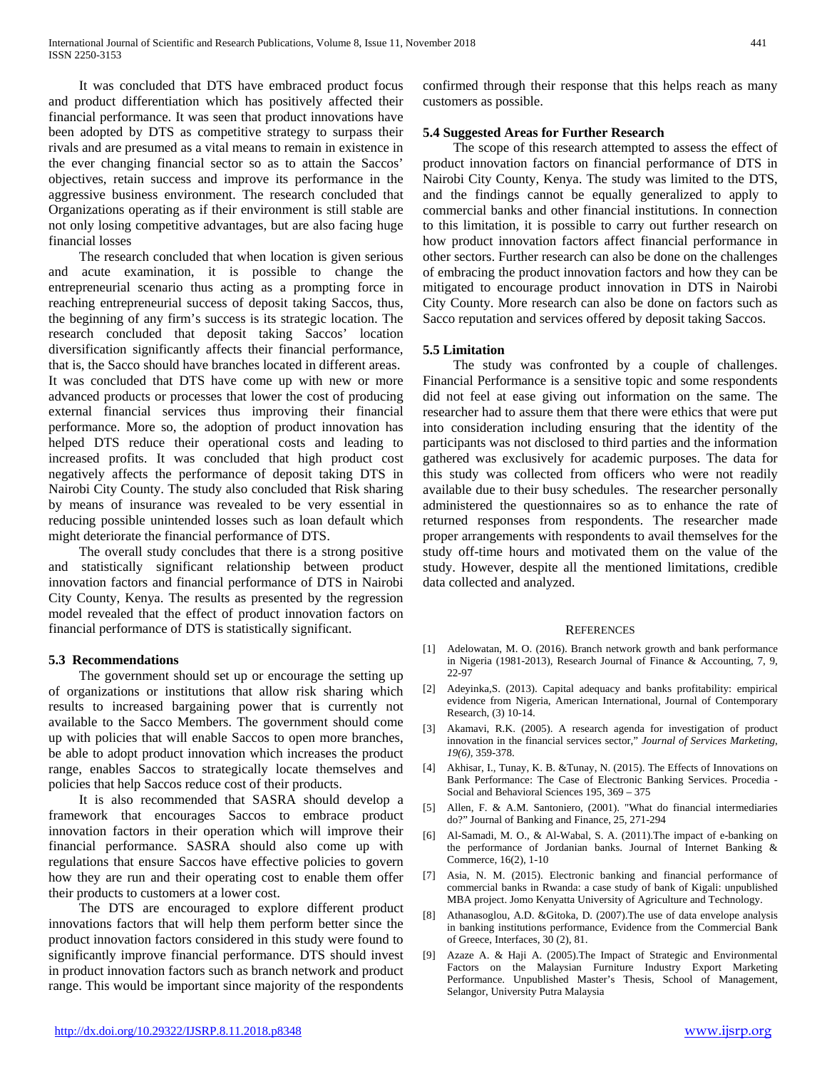It was concluded that DTS have embraced product focus and product differentiation which has positively affected their financial performance. It was seen that product innovations have been adopted by DTS as competitive strategy to surpass their rivals and are presumed as a vital means to remain in existence in the ever changing financial sector so as to attain the Saccos' objectives, retain success and improve its performance in the aggressive business environment. The research concluded that Organizations operating as if their environment is still stable are not only losing competitive advantages, but are also facing huge financial losses

The research concluded that when location is given serious and acute examination, it is possible to change the entrepreneurial scenario thus acting as a prompting force in reaching entrepreneurial success of deposit taking Saccos, thus, the beginning of any firm's success is its strategic location. The research concluded that deposit taking Saccos' location diversification significantly affects their financial performance, that is, the Sacco should have branches located in different areas. It was concluded that DTS have come up with new or more advanced products or processes that lower the cost of producing external financial services thus improving their financial performance. More so, the adoption of product innovation has helped DTS reduce their operational costs and leading to increased profits. It was concluded that high product cost negatively affects the performance of deposit taking DTS in Nairobi City County. The study also concluded that Risk sharing by means of insurance was revealed to be very essential in reducing possible unintended losses such as loan default which might deteriorate the financial performance of DTS.

The overall study concludes that there is a strong positive and statistically significant relationship between product innovation factors and financial performance of DTS in Nairobi City County, Kenya. The results as presented by the regression model revealed that the effect of product innovation factors on financial performance of DTS is statistically significant.

### 5.3 Recommendations

The government should set up or encourage the setting up of organizations or institutions that allow risk sharing which results to increased bargaining power that is currently not available to the Sacco Members. The government should come up with policies that will enable Saccos to open more branches, be able to adopt product innovation which increases the product range, enables Saccos to strategically locate themselves and policies that help Saccos reduce cost of their products.

It is also recommended that SASRA should develop a framework that encourages Saccos to embrace product innovation factors in their operation which will improve their financial performance. SASRA should also come up with regulations that ensure Saccos have effective policies to govern how they are run and their operating cost to enable them offer their products to customers at a lower cost.

The DTS are encouraged to explore different product innovations factors that will help them perform better since the product innovation factors considered in this study were found to significantly improve financial performance. DTS should invest in product innovation factors such as branch network and product range. This would be important since majority of the respondents confirmed through their response that this helps reach as many customers as possible.

### 5.4 Suggested Areas for Further Research

The scope of this research attempted to assess the effect of product innovation factors on financial performance of DTS in Nairobi City County, Kenya. The study was limited to the DTS, and the findings cannot be equally generalized to apply to commercial banks and other financial institutions. In connection to this limitation, it is possible to carry out further research on how product innovation factors affect financial performance in other sectors. Further research can also be done on the challenges of embracing the product innovation factors and how they can be mitigated to encourage product innovation in DTS in Nairobi City County. More research can also be done on factors such as Sacco reputation and services offered by deposit taking Saccos.

### 5.5 Limitation

The study was confronted by a couple of challenges. Financial Performance is a sensitive topic and some respondents did not feel at ease giving out information on the same. The researcher had to assure them that there were ethics that were put into consideration including ensuring that the identity of the participants was not disclosed to third parties and the information gathered was exclusively for academic purposes. The data for this study was collected from officers who were not readily available due to their busy schedules. The researcher personally administered the questionnaires so as to enhance the rate of returned responses from respondents. The researcher made proper arrangements with respondents to avail themselves for the study off-time hours and motivated them on the value of the study. However, despite all the mentioned limitations, credible data collected and analyzed.

## REFERENCES

[1] Adelowatan, M. O. (2016). Branch network growth and bank performance in Nigeria (1981-2013), Research Journal of Finance & Accounting, 7, 9, 22-97

[2] Adeyinka,S. (2013). Capital adequacy and banks profitability: empirical evidence from Nigeria, American International, Journal of Contemporary Research, (3) 10-14.

[3] Akamavi, R.K. (2005). A research agenda for investigation of product innovation in the financial services sector," *Journal of Services Marketing, 19(6),* 359-378.

[4] Akhisar, I., Tunay, K. B. &Tunay, N. (2015). The Effects of Innovations on Bank Performance: The Case of Electronic Banking Services. Procedia - Social and Behavioral Sciences 195, 369 – 375

[5] Allen, F. & A.M. Santoniero, (2001). "What do financial intermediaries do?" Journal of Banking and Finance, 25, 271-294

[6] Al-Samadi, M. O., & Al-Wabal, S. A. (2011).The impact of e-banking on the performance of Jordanian banks. Journal of Internet Banking & Commerce, 16(2), 1-10

[7] Asia, N. M. (2015). Electronic banking and financial performance of commercial banks in Rwanda: a case study of bank of Kigali: unpublished MBA project. Jomo Kenyatta University of Agriculture and Technology.

[8] Athanasoglou, A.D. &Gitoka, D. (2007).The use of data envelope analysis in banking institutions performance, Evidence from the Commercial Bank of Greece, Interfaces, 30 (2), 81.

[9] Azaze A. & Haji A. (2005).The Impact of Strategic and Environmental Factors on the Malaysian Furniture Industry Export Marketing Performance. Unpublished Master's Thesis, School of Management, Selangor, University Putra Malaysia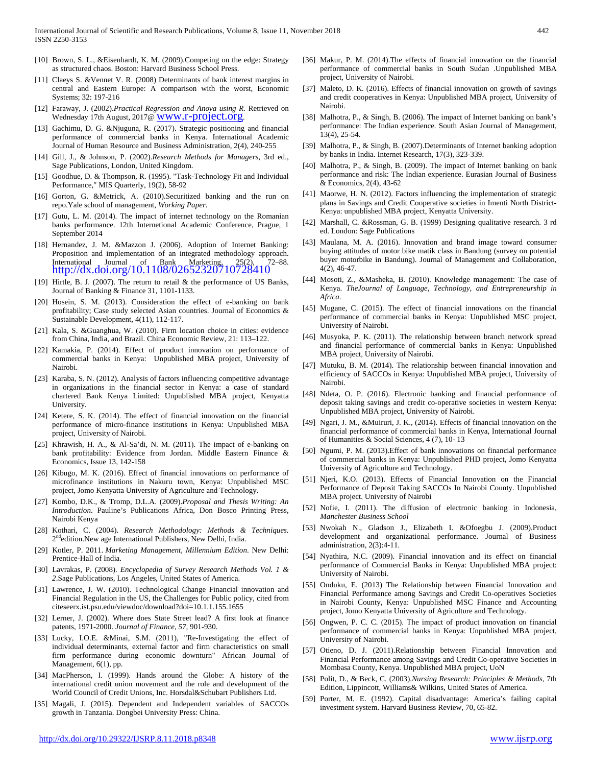[10] Brown, S. L., &Eisenhardt, K. M. (2009).Competing on the edge: Strategy as structured chaos. Boston: Harvard Business School Press.

[11] Claeys S. &Vennet V. R. (2008) Determinants of bank interest margins in central and Eastern Europe: A comparison with the worst, Economic Systems; 32: 197-216

[12] Faraway, J. (2002).*Practical Regression and Anova using R.* Retrieved on Wednesday 17th August, 2017@ www.r-project.org.

[13] Gachimu, D. G. &Njuguna, R. (2017). Strategic positioning and financial performance of commercial banks in Kenya. International Academic Journal of Human Resource and Business Administration, 2(4), 240-255

[14] Gill, J., & Johnson, P. (2002).*Research Methods for Managers*, 3rd ed., Sage Publications, London, United Kingdom.

[15] Goodhue, D. & Thompson, R. (1995). "Task-Technology Fit and Individual Performance," MIS Quarterly, 19(2), 58-92

[16] Gorton, G. &Metrick, A. (2010).Securitized banking and the run on repo.Yale school of management, *Working Paper.*

[17] Gutu, L. M. (2014). The impact of internet technology on the Romanian banks performance. 12th Internetional Academic Conference, Prague, 1 September 2014

[18] Hernandez, J. M. &Mazzon J. (2006). Adoption of Internet Banking: Proposition and implementation of an integrated methodology approach. International Journal of Bank Marketing, 25(2), 72–88. http://dx.doi.org/10.1108/02652320710728410

[19] Hirtle, B. J. (2007). The return to retail & the performance of US Banks, Journal of Banking & Finance 31, 1101-1133.

[20] Hosein, S. M. (2013). Consideration the effect of e-banking on bank profitability; Case study selected Asian countries. Journal of Economics & Sustainable Development, 4(11), 112-117.

[21] Kala, S. &Guanghua, W. (2010). Firm location choice in cities: evidence from China, India, and Brazil. China Economic Review, 21: 113–122.

[22] Kamakia, P. (2014). Effect of product innovation on performance of commercial banks in Kenya: Unpublished MBA project, University of Nairobi.

[23] Karaba, S. N. (2012). Analysis of factors influencing competitive advantage in organizations in the financial sector in Kenya: a case of standard chartered Bank Kenya Limited: Unpublished MBA project, Kenyatta University.

[24] Ketere, S. K. (2014). The effect of financial innovation on the financial performance of micro-finance institutions in Kenya: Unpublished MBA project, University of Nairobi.

[25] Khrawish, H. A., & Al-Sa'di, N. M. (2011). The impact of e-banking on bank profitability: Evidence from Jordan. Middle Eastern Finance & Economics, Issue 13, 142-158

[26] Kibugo, M. K. (2016). Effect of financial innovations on performance of microfinance institutions in Nakuru town, Kenya: Unpublished MSC project, Jomo Kenyatta University of Agriculture and Technology.

[27] Kombo, D.K., & Tromp, D.L.A. (2009).*Proposal and Thesis Writing: An Introduction*. Pauline's Publications Africa, Don Bosco Printing Press, Nairobi Kenya

[28] Kothari, C. (2004). *Research Methodology: Methods & Techniques*. 2nd edition.New age International Publishers, New Delhi, India.

[29] Kotler, P. 2011. *Marketing Management, Millennium Edition*. New Delhi: Prentice-Hall of India.

[30] Lavrakas, P. (2008). *Encyclopedia of Survey Research Methods Vol. 1 & 2*.Sage Publications, Los Angeles, United States of America.

[31] Lawrence, J. W. (2010). Technological Change Financial innovation and Financial Regulation in the US, the Challenges for Public policy, cited from citeseerx.ist.psu.edu/viewdoc/download?doi=10.1.1.155.1655

[32] Lerner, J. (2002). Where does State Street lead? A first look at finance patents, 1971-2000. *Journal of Finance, 57*, 901-930.

[33] Lucky, I.O.E. &Minai, S.M. (2011), "Re-Investigating the effect of individual determinants, external factor and firm characteristics on small firm performance during economic downturn" African Journal of Management, 6(1), pp.

[34] MacPherson, I. (1999). Hands around the Globe: A history of the international credit union movement and the role and development of the World Council of Credit Unions, Inc. Horsdal&Schubart Publishers Ltd.

[35] Magali, J. (2015). Dependent and Independent variables of SACCOs growth in Tanzania. Dongbei University Press: China.

[36] Makur, P. M. (2014).The effects of financial innovation on the financial performance of commercial banks in South Sudan .Unpublished MBA project, University of Nairobi.

[37] Maleto, D. K. (2016). Effects of financial innovation on growth of savings and credit cooperatives in Kenya: Unpublished MBA project, University of Nairobi.

[38] Malhotra, P., & Singh, B. (2006). The impact of Internet banking on bank's performance: The Indian experience. South Asian Journal of Management, 13(4), 25-54.

[39] Malhotra, P., & Singh, B. (2007).Determinants of Internet banking adoption by banks in India. Internet Research, 17(3), 323-339.

[40] Malhotra, P., & Singh, B. (2009). The impact of Internet banking on bank performance and risk: The Indian experience. Eurasian Journal of Business & Economics, 2(4), 43-62

[41] Maorwe, H. N. (2012). Factors influencing the implementation of strategic plans in Savings and Credit Cooperative societies in Imenti North District-Kenya: unpublished MBA project, Kenyatta University.

[42] Marshall, C. &Rossman, G. B. (1999) Designing qualitative research. 3 rd ed. London: Sage Publications

[43] Maulana, M. A. (2016). Innovation and brand image toward consumer buying attitudes of motor bike matik class in Bandung (survey on potential buyer motorbike in Bandung). Journal of Management and Collaboration, 4(2), 46-47.

[44] Mosoti, Z., &Masheka, B. (2010). Knowledge management: The case of Kenya. *TheJournal of Language, Technology, and Entrepreneurship in Africa*.

[45] Mugane, C. (2015). The effect of financial innovations on the financial performance of commercial banks in Kenya: Unpublished MSC project, University of Nairobi.

[46] Musyoka, P. K. (2011). The relationship between branch network spread and financial performance of commercial banks in Kenya: Unpublished MBA project, University of Nairobi.

[47] Mutuku, B. M. (2014). The relationship between financial innovation and efficiency of SACCOs in Kenya: Unpublished MBA project, University of Nairobi.

[48] Ndeta, O. P. (2016). Electronic banking and financial performance of deposit taking savings and credit co-operative societies in western Kenya: Unpublished MBA project, University of Nairobi.

[49] Ngari, J. M., &Muiruri, J. K., (2014). Effects of financial innovation on the financial performance of commercial banks in Kenya, International Journal of Humanities & Social Sciences, 4 (7), 10- 13

[50] Ngumi, P. M. (2013).Effect of bank innovations on financial performance of commercial banks in Kenya: Unpublished PHD project, Jomo Kenyatta University of Agriculture and Technology.

[51] Njeri, K.O. (2013). Effects of Financial Innovation on the Financial Performance of Deposit Taking SACCOs In Nairobi County. Unpublished MBA project. University of Nairobi

[52] Nofie, I. (2011). The diffusion of electronic banking in Indonesia, *Manchester Business School*

[53] Nwokah N., Gladson J., Elizabeth I. &Ofoegbu J. (2009).Product development and organizational performance. Journal of Business administration, 2(3):4-11.

[54] Nyathira, N.C. (2009). Financial innovation and its effect on financial performance of Commercial Banks in Kenya: Unpublished MBA project: University of Nairobi.

[55] Onduku, E. (2013) The Relationship between Financial Innovation and Financial Performance among Savings and Credit Co-operatives Societies in Nairobi County, Kenya: Unpublished MSC Finance and Accounting project, Jomo Kenyatta University of Agriculture and Technology.

[56] Ongwen, P. C. C. (2015). The impact of product innovation on financial performance of commercial banks in Kenya: Unpublished MBA project, University of Nairobi.

[57] Otieno, D. J. (2011).Relationship between Financial Innovation and Financial Performance among Savings and Credit Co-operative Societies in Mombasa County, Kenya. Unpublished MBA project, UoN

[58] Polit, D., & Beck, C. (2003).*Nursing Research: Principles & Methods*, 7th Edition, Lippincott, Williams& Wilkins, United States of America.

[59] Porter, M. E. (1992). Capital disadvantage: America's failing capital investment system. Harvard Business Review, 70, 65-82.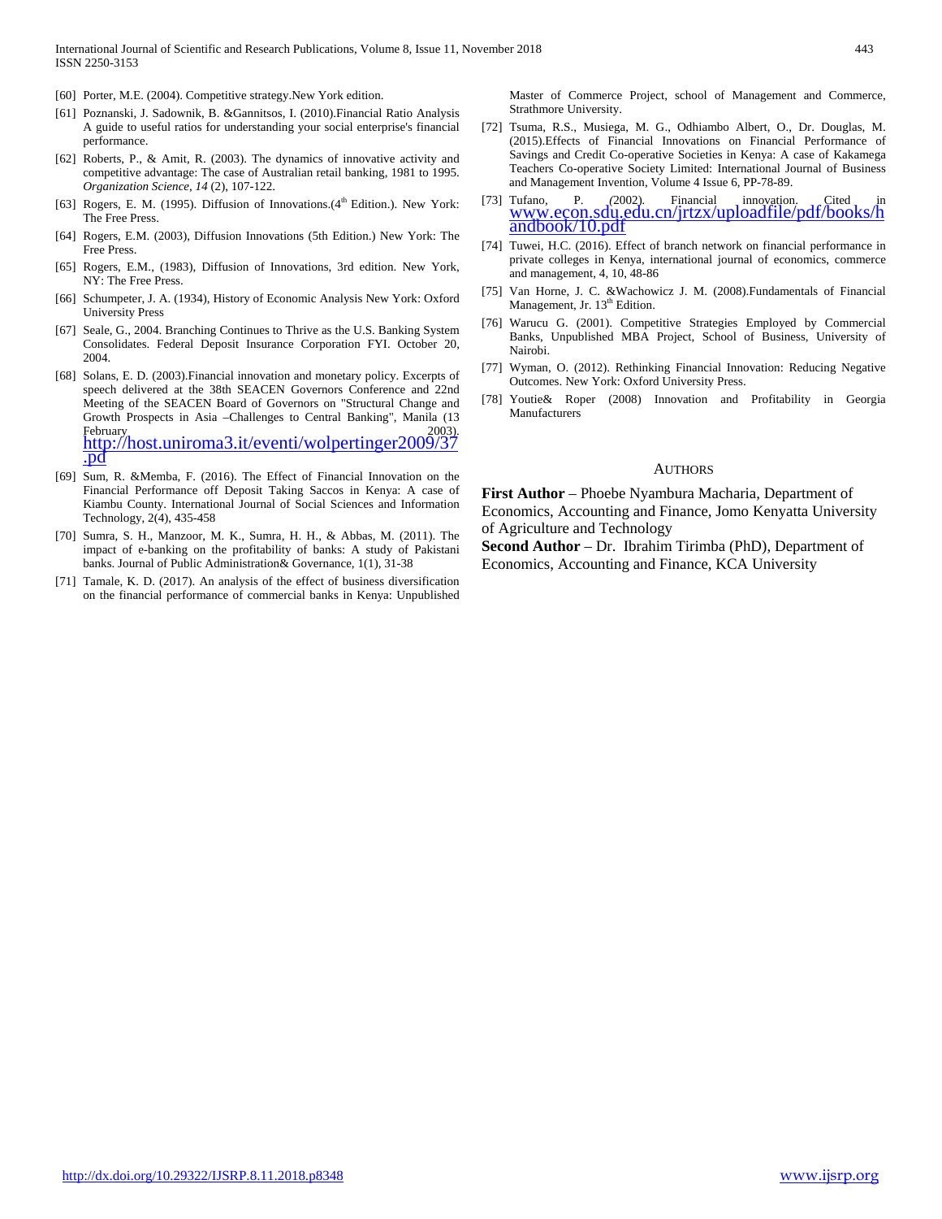[60] Porter, M.E. (2004). Competitive strategy.New York edition.

[61] Poznanski, J. Sadownik, B. &Gannitsos, I. (2010).Financial Ratio Analysis A guide to useful ratios for understanding your social enterprise's financial performance.

[62] Roberts, P., & Amit, R. (2003). The dynamics of innovative activity and competitive advantage: The case of Australian retail banking, 1981 to 1995. *Organization Science, 14* (2), 107-122.

[63] Rogers, E. M. (1995). Diffusion of Innovations.(4th Edition.). New York: The Free Press.

[64] Rogers, E.M. (2003), Diffusion Innovations (5th Edition.) New York: The Free Press.

[65] Rogers, E.M., (1983), Diffusion of Innovations, 3rd edition. New York, NY: The Free Press.

[66] Schumpeter, J. A. (1934), History of Economic Analysis New York: Oxford University Press

[67] Seale, G., 2004. Branching Continues to Thrive as the U.S. Banking System Consolidates. Federal Deposit Insurance Corporation FYI. October 20, 2004.

[68] Solans, E. D. (2003).Financial innovation and monetary policy. Excerpts of speech delivered at the 38th SEACEN Governors Conference and 22nd Meeting of the SEACEN Board of Governors on "Structural Change and Growth Prospects in Asia –Challenges to Central Banking", Manila (13 February 2003). http://host.uniroma3.it/eventi/wolpertinger2009/37.pd

[69] Sum, R. &Memba, F. (2016). The Effect of Financial Innovation on the Financial Performance off Deposit Taking Saccos in Kenya: A case of Kiambu County. International Journal of Social Sciences and Information Technology, 2(4), 435-458

[70] Sumra, S. H., Manzoor, M. K., Sumra, H. H., & Abbas, M. (2011). The impact of e-banking on the profitability of banks: A study of Pakistani banks. Journal of Public Administration& Governance, 1(1), 31-38

[71] Tamale, K. D. (2017). An analysis of the effect of business diversification on the financial performance of commercial banks in Kenya: Unpublished Master of Commerce Project, school of Management and Commerce, Strathmore University.

[72] Tsuma, R.S., Musiega, M. G., Odhiambo Albert, O., Dr. Douglas, M. (2015).Effects of Financial Innovations on Financial Performance of Savings and Credit Co-operative Societies in Kenya: A case of Kakamega Teachers Co-operative Society Limited: International Journal of Business and Management Invention, Volume 4 Issue 6, PP-78-89.

[73] Tufano, P. (2002). Financial innovation. Cited in www.econ.sdu.edu.cn/jrtzx/uploadfile/pdf/books/handbook/10.pdf

[74] Tuwei, H.C. (2016). Effect of branch network on financial performance in private colleges in Kenya, international journal of economics, commerce and management, 4, 10, 48-86

[75] Van Horne, J. C. &Wachowicz J. M. (2008).Fundamentals of Financial Management, Jr. 13th Edition.

[76] Warucu G. (2001). Competitive Strategies Employed by Commercial Banks, Unpublished MBA Project, School of Business, University of Nairobi.

[77] Wyman, O. (2012). Rethinking Financial Innovation: Reducing Negative Outcomes. New York: Oxford University Press.

[78] Youtie& Roper (2008) Innovation and Profitability in Georgia Manufacturers

## AUTHORS

**First Author** – Phoebe Nyambura Macharia, Department of Economics, Accounting and Finance, Jomo Kenyatta University of Agriculture and Technology

**Second Author** – Dr. Ibrahim Tirimba (PhD), Department of Economics, Accounting and Finance, KCA University